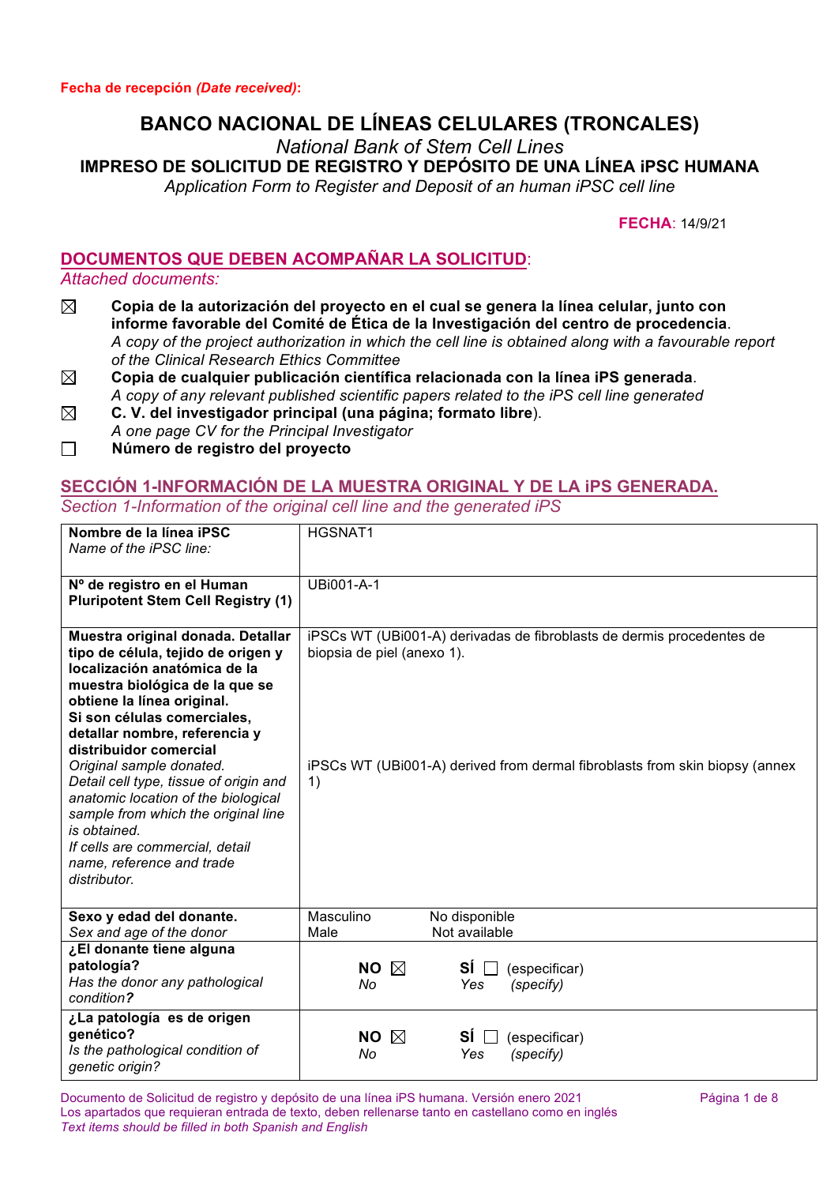**Fecha de recepción *(Date received)*:**

# BANCO NACIONAL DE LÍNEAS CELULARES (TRONCALES)

*National Bank of Stem Cell Lines*

**IMPRESO DE SOLICITUD DE REGISTRO Y DEPÓSITO DE UNA LÍNEA iPSC HUMANA**

*Application Form to Register and Deposit of an human iPSC cell line*

**FECHA**: 14/9/21

## DOCUMENTOS QUE DEBEN ACOMPAÑAR LA SOLICITUD:

*Attached documents:*

- ☒ **Copia de la autorización del proyecto en el cual se genera la línea celular, junto con informe favorable del Comité de Ética de la Investigación del centro de procedencia**. *A copy of the project authorization in which the cell line is obtained along with a favourable report of the Clinical Research Ethics Committee*
- ☒ **Copia de cualquier publicación científica relacionada con la línea iPS generada**. *A copy of any relevant published scientific papers related to the iPS cell line generated*
- ☒ **C. V. del investigador principal (una página; formato libre)**. *A one page CV for the Principal Investigator*
- ☐ **Número de registro del proyecto**

## SECCIÓN 1-INFORMACIÓN DE LA MUESTRA ORIGINAL Y DE LA iPS GENERADA.

*Section 1-Information of the original cell line and the generated iPS*

| | |
|---|---|
| **Nombre de la línea iPSC** *Name of the iPSC line:* | HGSNAT1 |
| **Nº de registro en el Human Pluripotent Stem Cell Registry (1)** | UBi001-A-1 |
| **Muestra original donada. Detallar tipo de célula, tejido de origen y localización anatómica de la muestra biológica de la que se obtiene la línea original. Si son células comerciales, detallar nombre, referencia y distribuidor comercial** *Original sample donated. Detail cell type, tissue of origin and anatomic location of the biological sample from which the original line is obtained. If cells are commercial, detail name, reference and trade distributor.* | iPSCs WT (UBi001-A) derivadas de fibroblasts de dermis procedentes de biopsia de piel (anexo 1). iPSCs WT (UBi001-A) derived from dermal fibroblasts from skin biopsy (annex 1) |
| **Sexo y edad del donante.** *Sex and age of the donor* | Masculino / *Male* — No disponible / *Not available* |
| **¿El donante tiene alguna patología?** *Has the donor any pathological condition?* | **NO** ☒ *No* — **SÍ** ☐ (especificar) *Yes (specify)* |
| **¿La patología es de origen genético?** *Is the pathological condition of genetic origin?* | **NO** ☒ *No* — **SÍ** ☐ (especificar) *Yes (specify)* |

Documento de Solicitud de registro y depósito de una línea iPS humana. Versión enero 2021

Los apartados que requieran entrada de texto, deben rellenarse tanto en castellano como en inglés

*Text items should be filled in both Spanish and English*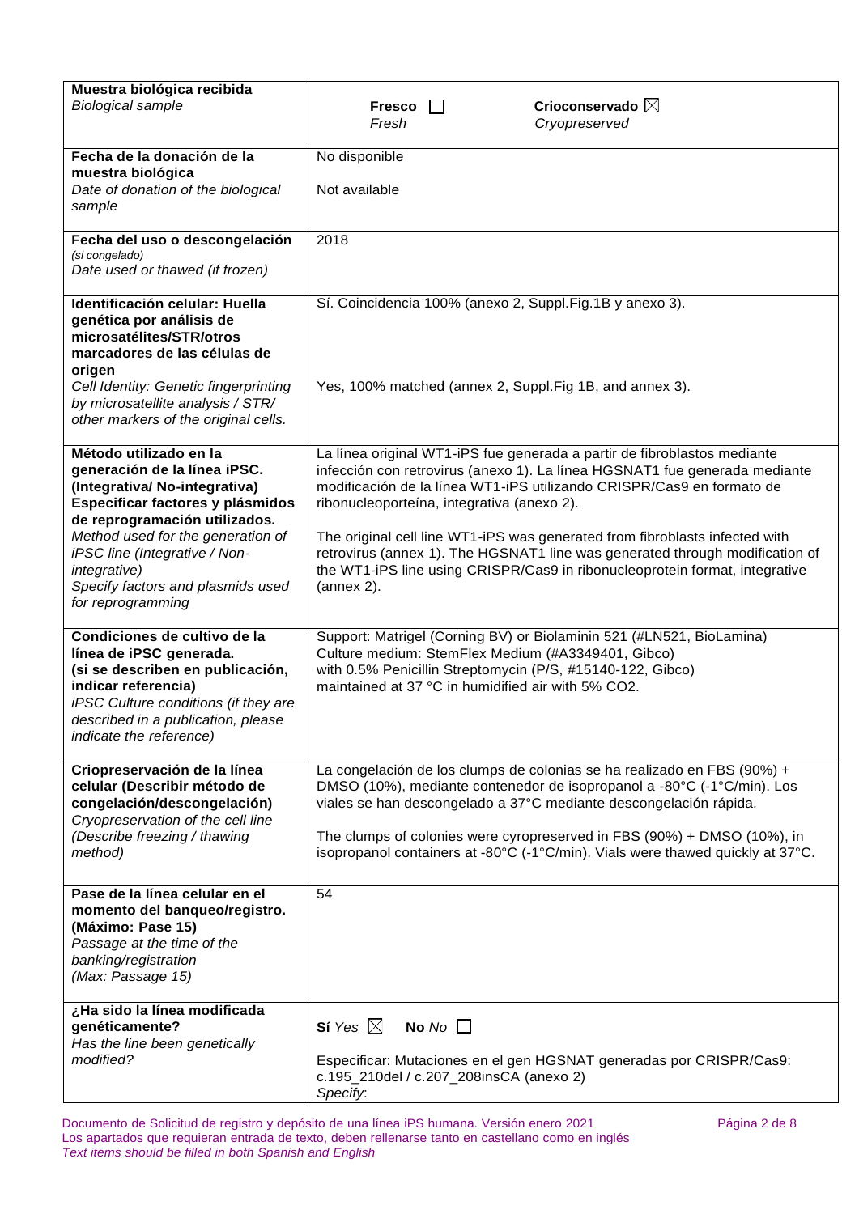| | |
|---|---|
| **Muestra biológica recibida**<br>*Biological sample* | **Fresco** ☐ *Fresh* **Crioconservado** ☒ *Cryopreserved* |
| **Fecha de la donación de la muestra biológica**<br>*Date of donation of the biological sample* | No disponible<br><br>Not available |
| **Fecha del uso o descongelación** *(si congelado)*<br>*Date used or thawed (if frozen)* | 2018 |
| **Identificación celular: Huella genética por análisis de microsatélites/STR/otros marcadores de las células de origen**<br>*Cell Identity: Genetic fingerprinting by microsatellite analysis / STR/ other markers of the original cells.* | Sí. Coincidencia 100% (anexo 2, Suppl.Fig.1B y anexo 3).<br><br>Yes, 100% matched (annex 2, Suppl.Fig 1B, and annex 3). |
| **Método utilizado en la generación de la línea iPSC. (Integrativa/ No-integrativa) Especificar factores y plásmidos de reprogramación utilizados.**<br>*Method used for the generation of iPSC line (Integrative / Non-integrative)*<br>*Specify factors and plasmids used for reprogramming* | La línea original WT1-iPS fue generada a partir de fibroblastos mediante infección con retrovirus (anexo 1). La línea HGSNAT1 fue generada mediante modificación de la línea WT1-iPS utilizando CRISPR/Cas9 en formato de ribonucleoporteína, integrativa (anexo 2).<br><br>The original cell line WT1-iPS was generated from fibroblasts infected with retrovirus (annex 1). The HGSNAT1 line was generated through modification of the WT1-iPS line using CRISPR/Cas9 in ribonucleoprotein format, integrative (annex 2). |
| **Condiciones de cultivo de la línea de iPSC generada. (si se describen en publicación, indicar referencia)**<br>*iPSC Culture conditions (if they are described in a publication, please indicate the reference)* | Support: Matrigel (Corning BV) or Biolaminin 521 (#LN521, BioLamina)<br>Culture medium: StemFlex Medium (#A3349401, Gibco)<br>with 0.5% Penicillin Streptomycin (P/S, #15140-122, Gibco)<br>maintained at 37 °C in humidified air with 5% $CO_2$. |
| **Criopreservación de la línea celular (Describir método de congelación/descongelación)**<br>*Cryopreservation of the cell line (Describe freezing / thawing method)* | La congelación de los clumps de colonias se ha realizado en FBS (90%) + DMSO (10%), mediante contenedor de isopropanol a -80°C (-1°C/min). Los viales se han descongelado a 37°C mediante descongelación rápida.<br><br>The clumps of colonies were cyropreserved in FBS (90%) + DMSO (10%), in isopropanol containers at -80°C (-1°C/min). Vials were thawed quickly at 37°C. |
| **Pase de la línea celular en el momento del banqueo/registro. (Máximo: Pase 15)**<br>*Passage at the time of the banking/registration (Max: Passage 15)* | 54 |
| **¿Ha sido la línea modificada genéticamente?**<br>*Has the line been genetically modified?* | **Sí** *Yes* ☒ **No** *No* ☐<br><br>Especificar: Mutaciones en el gen HGSNAT generadas por CRISPR/Cas9: c.195_210del / c.207_208insCA (anexo 2)<br>*Specify*: |

Documento de Solicitud de registro y depósito de una línea iPS humana. Versión enero 2021
Los apartados que requieran entrada de texto, deben rellenarse tanto en castellano como en inglés
*Text items should be filled in both Spanish and English*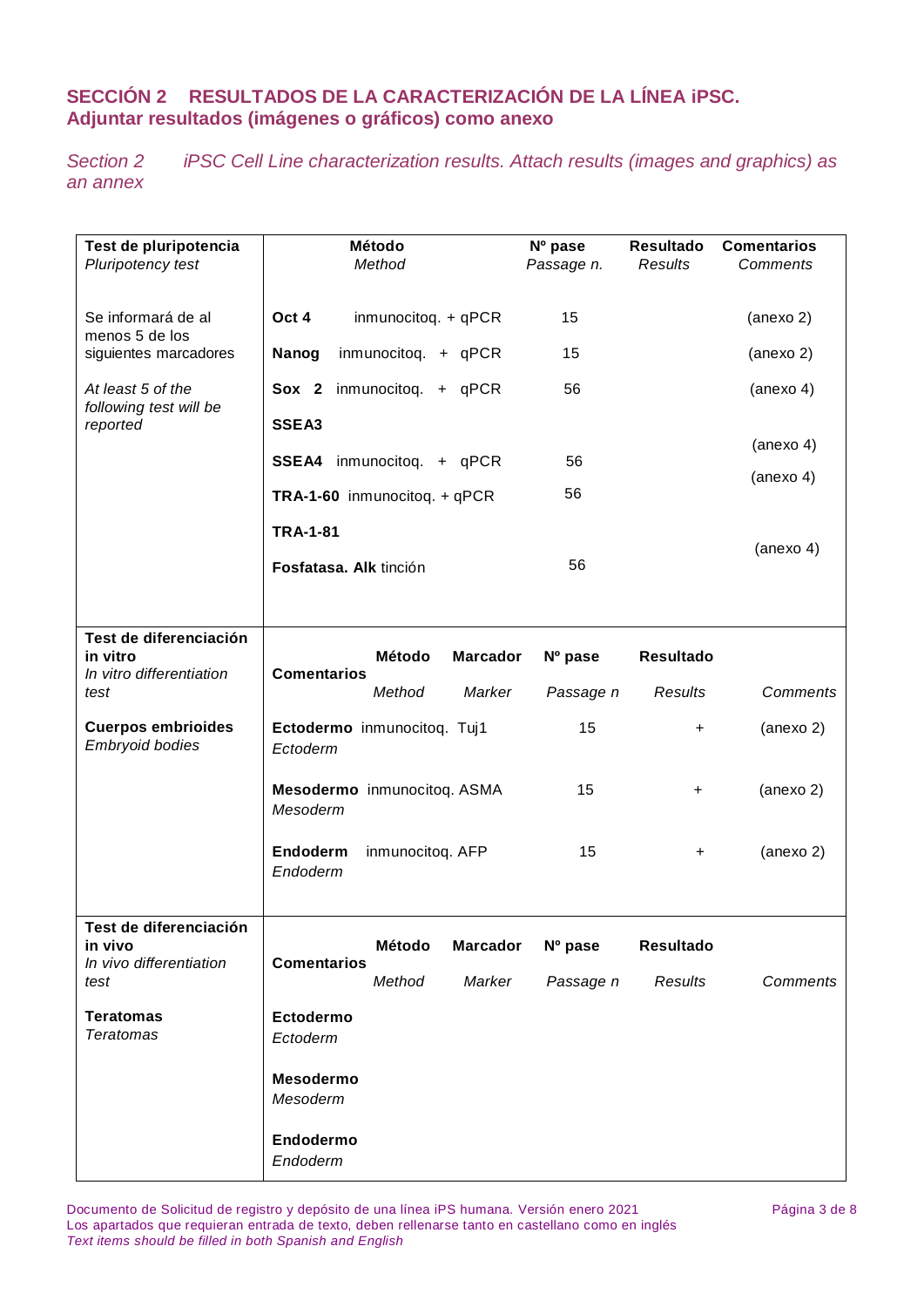## SECCIÓN 2 RESULTADOS DE LA CARACTERIZACIÓN DE LA LÍNEA iPSC. Adjuntar resultados (imágenes o gráficos) como anexo

*Section 2 iPSC Cell Line characterization results. Attach results (images and graphics) as an annex*

| Test de pluripotencia<br>*Pluripotency test* | Método<br>*Method* | Nº pase<br>*Passage n.* | Resultado<br>*Results* | Comentarios<br>*Comments* |
|---|---|---|---|---|
| Se informará de al menos 5 de los siguientes marcadores<br><br>*At least 5 of the following test will be reported* | **Oct 4** inmunocitoq. + qPCR | 15 | | (anexo 2) |
| | **Nanog** inmunocitoq. + qPCR | 15 | | (anexo 2) |
| | **Sox 2** inmunocitoq. + qPCR | 56 | | (anexo 4) |
| | **SSEA3** | | | |
| | **SSEA4** inmunocitoq. + qPCR | 56 | | (anexo 4) |
| | **TRA-1-60** inmunocitoq. + qPCR | 56 | | (anexo 4) |
| | **TRA-1-81** | | | |
| | **Fosfatasa. Alk** tinción | 56 | | (anexo 4) |

| Test de diferenciación in vitro<br>*In vitro differentiation test* | | Método<br>*Method* | Marcador<br>*Marker* | Nº pase<br>*Passage n* | Resultado<br>*Results* | Comentarios<br>*Comments* |
|---|---|---|---|---|---|---|
| **Cuerpos embrioides**<br>*Embryoid bodies* | **Ectodermo**<br>*Ectoderm* | inmunocitoq. | Tuj1 | 15 | + | (anexo 2) |
| | **Mesodermo**<br>*Mesoderm* | inmunocitoq. | ASMA | 15 | + | (anexo 2) |
| | **Endoderm**<br>*Endoderm* | inmunocitoq. | AFP | 15 | + | (anexo 2) |

| Test de diferenciación in vivo<br>*In vivo differentiation test* | | Método<br>*Method* | Marcador<br>*Marker* | Nº pase<br>*Passage n* | Resultado<br>*Results* | Comentarios<br>*Comments* |
|---|---|---|---|---|---|---|
| **Teratomas**<br>*Teratomas* | **Ectodermo**<br>*Ectoderm* | | | | | |
| | **Mesodermo**<br>*Mesoderm* | | | | | |
| | **Endodermo**<br>*Endoderm* | | | | | |

Documento de Solicitud de registro y depósito de una línea iPS humana. Versión enero 2021
Los apartados que requieran entrada de texto, deben rellenarse tanto en castellano como en inglés
*Text items should be filled in both Spanish and English*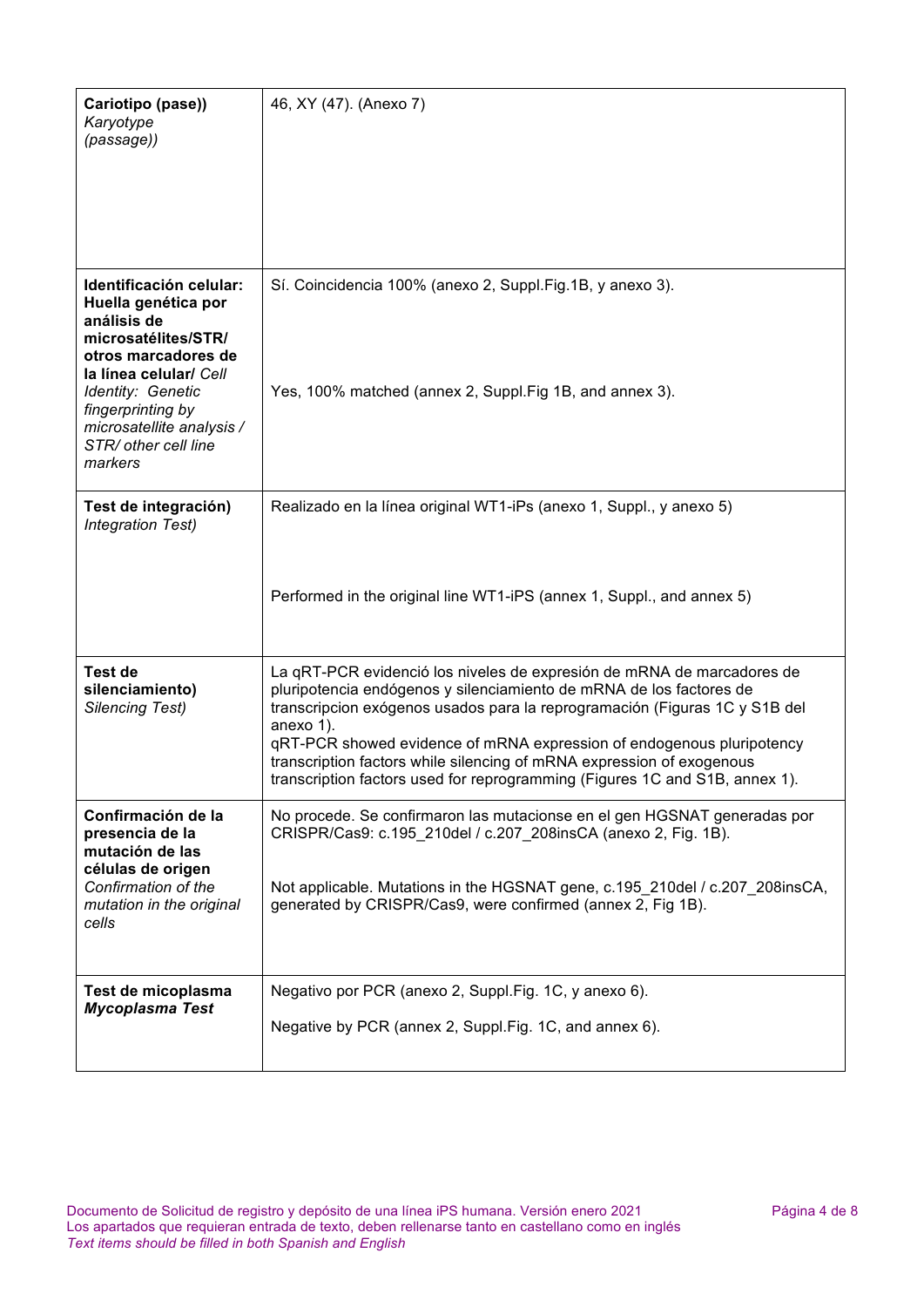| | |
|---|---|
| **Cariotipo (pase))**<br>*Karyotype (passage))* | 46, XY (47). (Anexo 7) |
| **Identificación celular: Huella genética por análisis de microsatélites/STR/ otros marcadores de la línea celular/** *Cell Identity: Genetic fingerprinting by microsatellite analysis / STR/ other cell line markers* | Sí. Coincidencia 100% (anexo 2, Suppl.Fig.1B, y anexo 3).<br><br>Yes, 100% matched (annex 2, Suppl.Fig 1B, and annex 3). |
| **Test de integración)**<br>*Integration Test)* | Realizado en la línea original WT1-iPs (anexo 1, Suppl., y anexo 5)<br><br>Performed in the original line WT1-iPS (annex 1, Suppl., and annex 5) |
| **Test de silenciamiento)**<br>*Silencing Test)* | La qRT-PCR evidenció los niveles de expresión de mRNA de marcadores de pluripotencia endógenos y silenciamiento de mRNA de los factores de transcripcion exógenos usados para la reprogramación (Figuras 1C y S1B del anexo 1).<br>qRT-PCR showed evidence of mRNA expression of endogenous pluripotency transcription factors while silencing of mRNA expression of exogenous transcription factors used for reprogramming (Figures 1C and S1B, annex 1). |
| **Confirmación de la presencia de la mutación de las células de origen**<br>*Confirmation of the mutation in the original cells* | No procede. Se confirmaron las mutacionse en el gen HGSNAT generadas por CRISPR/Cas9: c.195_210del / c.207_208insCA (anexo 2, Fig. 1B).<br><br>Not applicable. Mutations in the HGSNAT gene, c.195_210del / c.207_208insCA, generated by CRISPR/Cas9, were confirmed (annex 2, Fig 1B). |
| **Test de micoplasma**<br>***Mycoplasma Test*** | Negativo por PCR (anexo 2, Suppl.Fig. 1C, y anexo 6).<br><br>Negative by PCR (annex 2, Suppl.Fig. 1C, and annex 6). |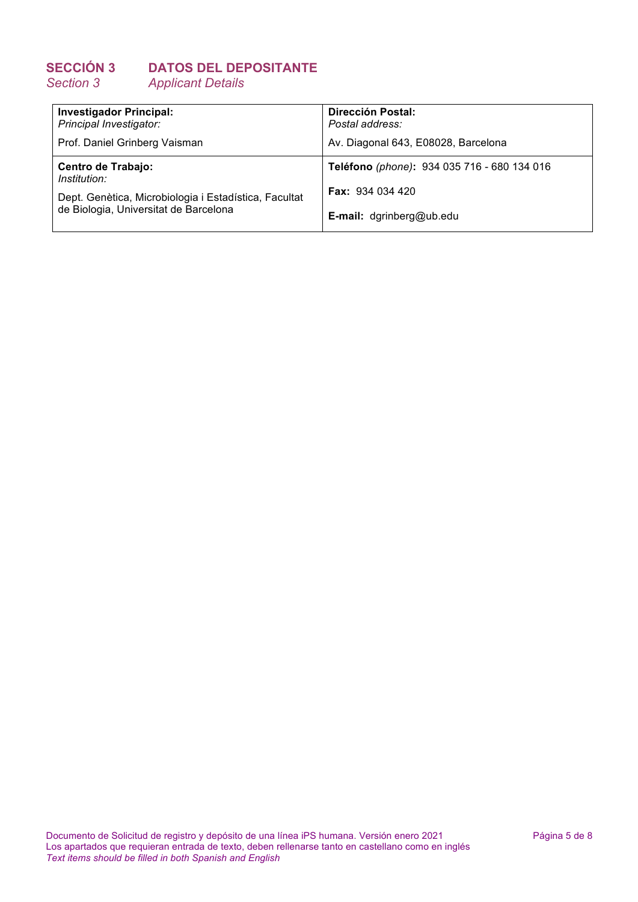## SECCIÓN 3 DATOS DEL DEPOSITANTE
*Section 3 Applicant Details*

| **Investigador Principal:**<br>*Principal Investigator:*<br><br>Prof. Daniel Grinberg Vaisman | **Dirección Postal:**<br>*Postal address:*<br><br>Av. Diagonal 643, E08028, Barcelona |
|---|---|
| **Centro de Trabajo:**<br>*Institution:*<br><br>Dept. Genètica, Microbiologia i Estadística, Facultat de Biologia, Universitat de Barcelona | **Teléfono** *(phone)*: 934 035 716 - 680 134 016<br><br>**Fax:** 934 034 420<br><br>**E-mail:** dgrinberg@ub.edu |

Documento de Solicitud de registro y depósito de una línea iPS humana. Versión enero 2021
Los apartados que requieran entrada de texto, deben rellenarse tanto en castellano como en inglés
*Text items should be filled in both Spanish and English*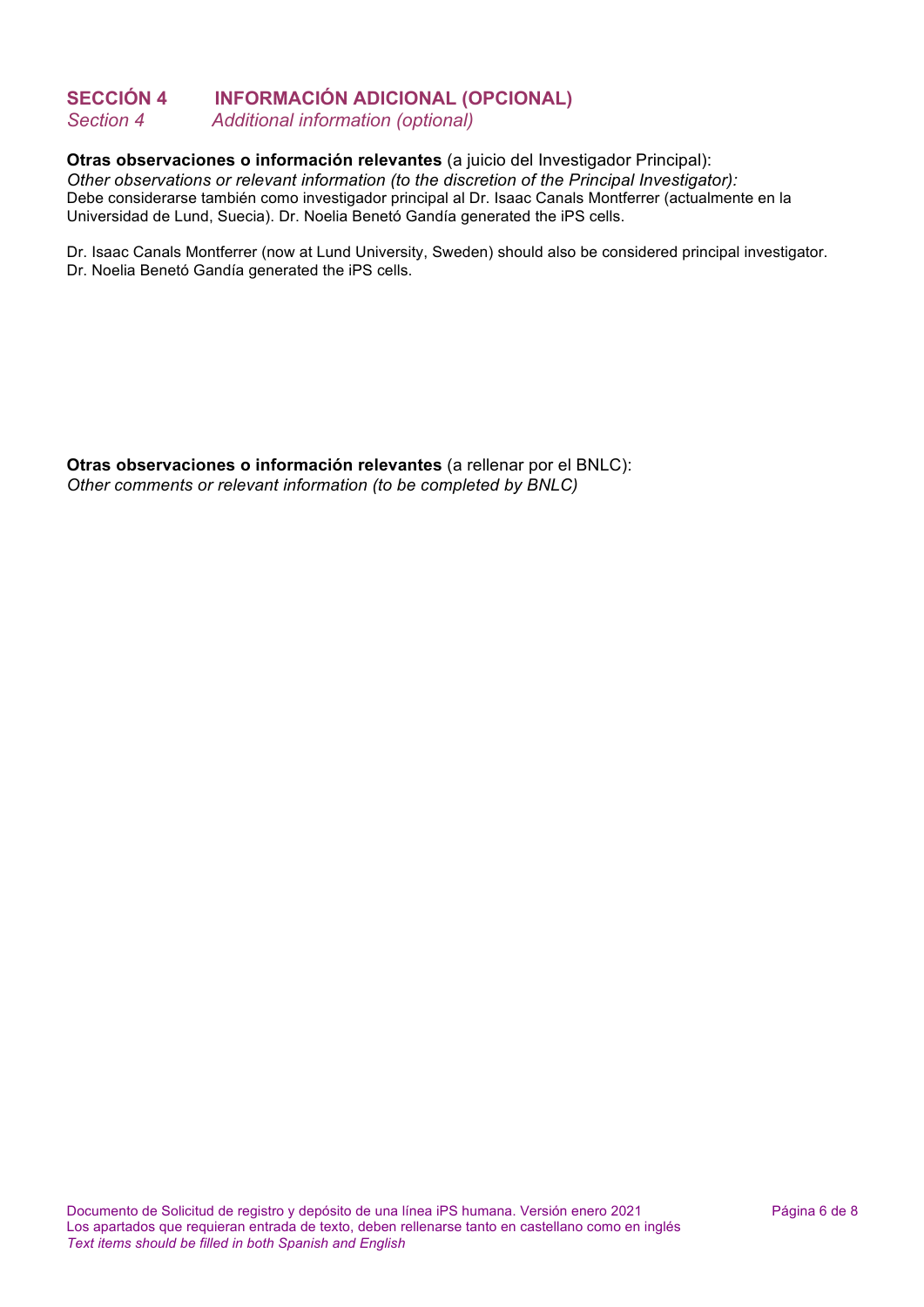## SECCIÓN 4 INFORMACIÓN ADICIONAL (OPCIONAL)
*Section 4 Additional information (optional)*

**Otras observaciones o información relevantes** (a juicio del Investigador Principal):
*Other observations or relevant information (to the discretion of the Principal Investigator):*
Debe considerarse también como investigador principal al Dr. Isaac Canals Montferrer (actualmente en la Universidad de Lund, Suecia). Dr. Noelia Benetó Gandía generated the iPS cells.

Dr. Isaac Canals Montferrer (now at Lund University, Sweden) should also be considered principal investigator. Dr. Noelia Benetó Gandía generated the iPS cells.

**Otras observaciones o información relevantes** (a rellenar por el BNLC):
*Other comments or relevant information (to be completed by BNLC)*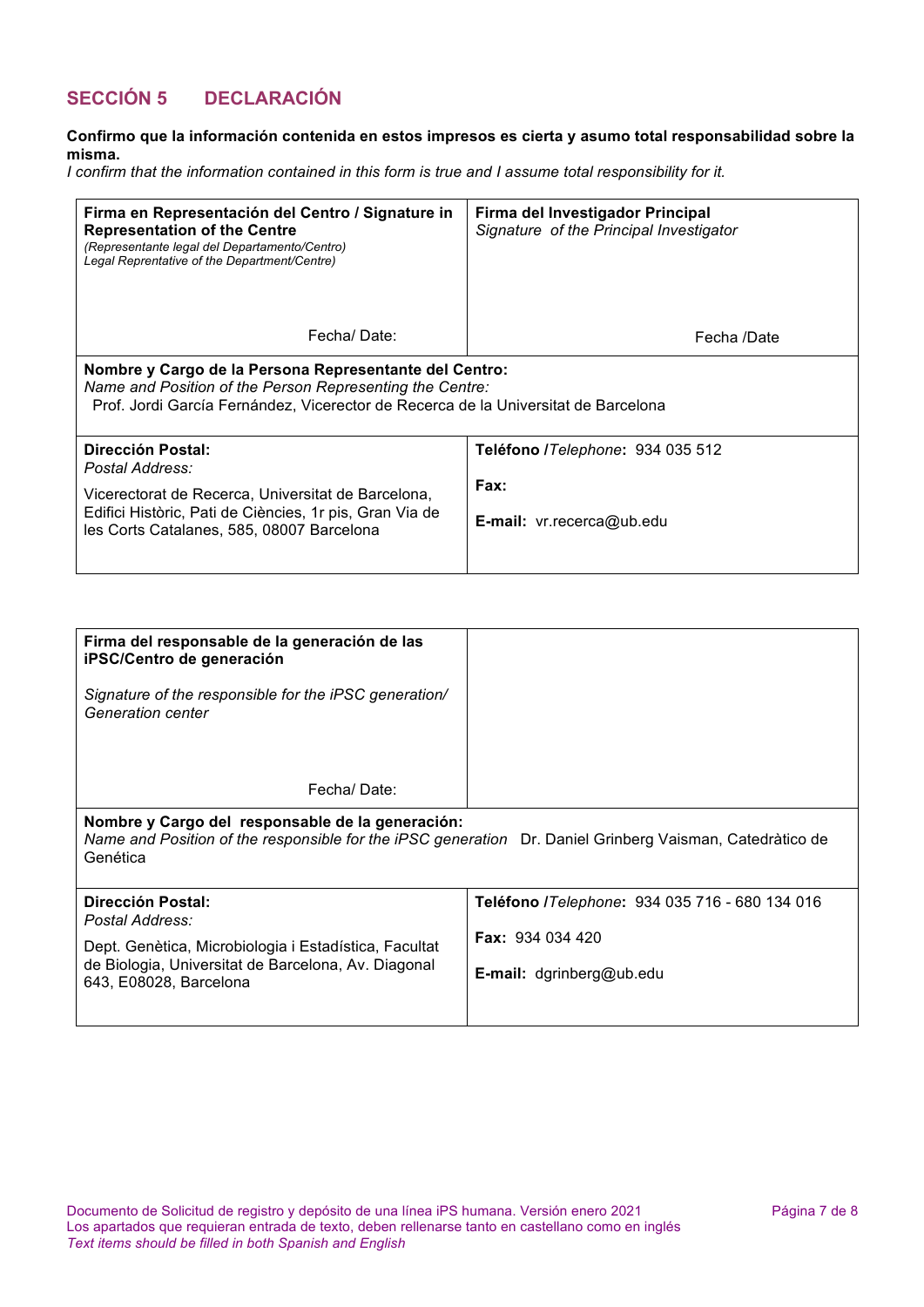## SECCIÓN 5 DECLARACIÓN

**Confirmo que la información contenida en estos impresos es cierta y asumo total responsabilidad sobre la misma.**
*I confirm that the information contained in this form is true and I assume total responsibility for it.*

| **Firma en Representación del Centro / Signature in Representation of the Centre** *(Representante legal del Departamento/Centro)* *Legal Reprentative of the Department/Centre)* <br><br> Fecha/ Date: | **Firma del Investigador Principal** *Signature of the Principal Investigator* <br><br> Fecha /Date |
|---|---|
| **Nombre y Cargo de la Persona Representante del Centro:** *Name and Position of the Person Representing the Centre:* Prof. Jordi García Fernández, Vicerector de Recerca de la Universitat de Barcelona | |
| **Dirección Postal:** *Postal Address:* <br> Vicerectorat de Recerca, Universitat de Barcelona, Edifici Històric, Pati de Ciències, 1r pis, Gran Via de les Corts Catalanes, 585, 08007 Barcelona | **Teléfono /*Telephone*:** 934 035 512 <br> **Fax:** <br> **E-mail:** vr.recerca@ub.edu |

| **Firma del responsable de la generación de las iPSC/Centro de generación** <br> *Signature of the responsible for the iPSC generation/ Generation center* <br><br> Fecha/ Date: | |
|---|---|
| **Nombre y Cargo del responsable de la generación:** *Name and Position of the responsible for the iPSC generation* Dr. Daniel Grinberg Vaisman, Catedràtico de Genética | |
| **Dirección Postal:** *Postal Address:* <br> Dept. Genètica, Microbiologia i Estadística, Facultat de Biologia, Universitat de Barcelona, Av. Diagonal 643, E08028, Barcelona | **Teléfono /*Telephone*:** 934 035 716 - 680 134 016 <br> **Fax:** 934 034 420 <br> **E-mail:** dgrinberg@ub.edu |

Documento de Solicitud de registro y depósito de una línea iPS humana. Versión enero 2021
Los apartados que requieran entrada de texto, deben rellenarse tanto en castellano como en inglés
*Text items should be filled in both Spanish and English*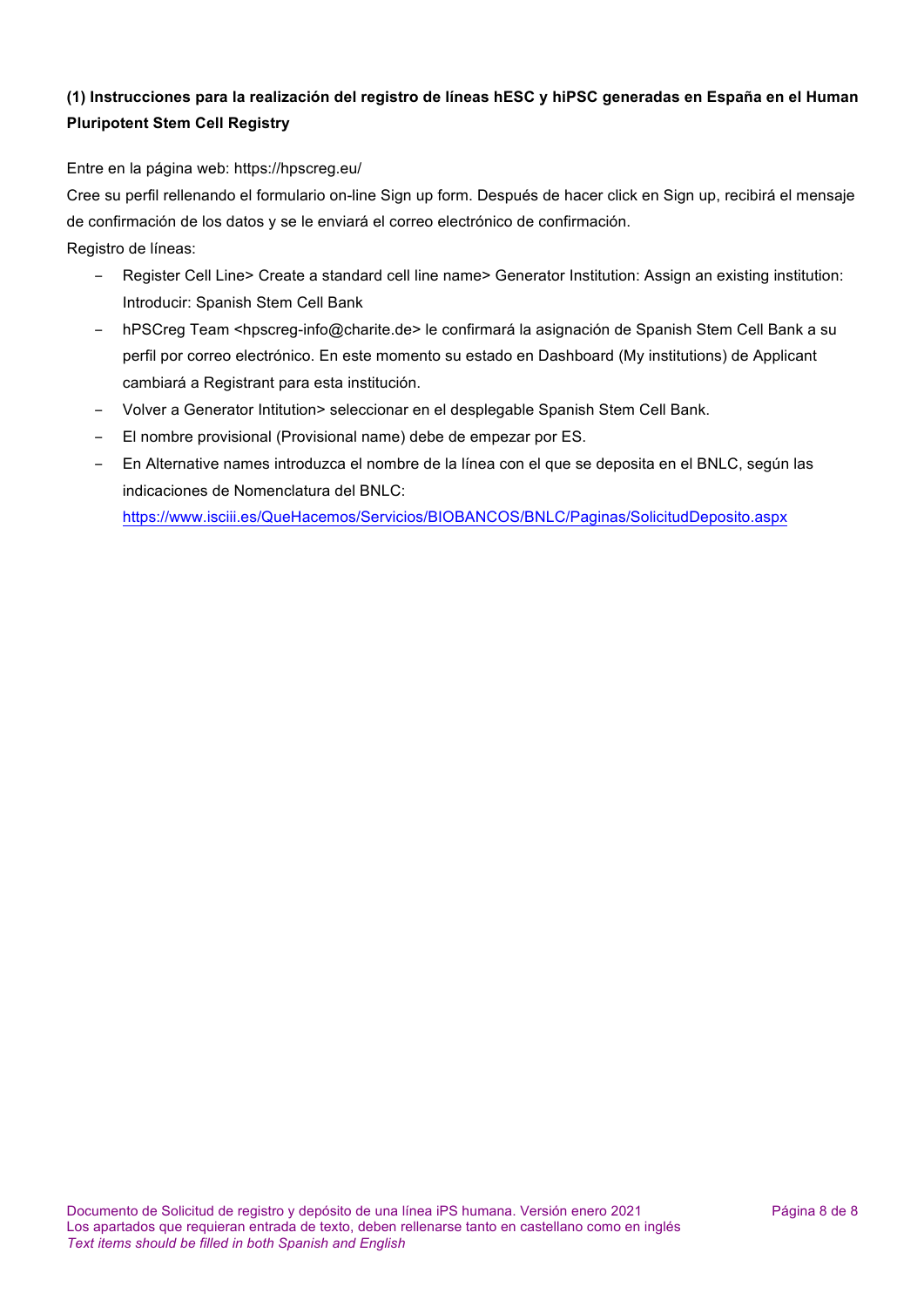**(1) Instrucciones para la realización del registro de líneas hESC y hiPSC generadas en España en el Human Pluripotent Stem Cell Registry**

Entre en la página web: https://hpscreg.eu/

Cree su perfil rellenando el formulario on-line Sign up form. Después de hacer click en Sign up, recibirá el mensaje de confirmación de los datos y se le enviará el correo electrónico de confirmación.

Registro de líneas:

- Register Cell Line> Create a standard cell line name> Generator Institution: Assign an existing institution: Introducir: Spanish Stem Cell Bank
- hPSCreg Team <hpscreg-info@charite.de> le confirmará la asignación de Spanish Stem Cell Bank a su perfil por correo electrónico. En este momento su estado en Dashboard (My institutions) de Applicant cambiará a Registrant para esta institución.
- Volver a Generator Intitution> seleccionar en el desplegable Spanish Stem Cell Bank.
- El nombre provisional (Provisional name) debe de empezar por ES.
- En Alternative names introduzca el nombre de la línea con el que se deposita en el BNLC, según las indicaciones de Nomenclatura del BNLC: https://www.isciii.es/QueHacemos/Servicios/BIOBANCOS/BNLC/Paginas/SolicitudDeposito.aspx